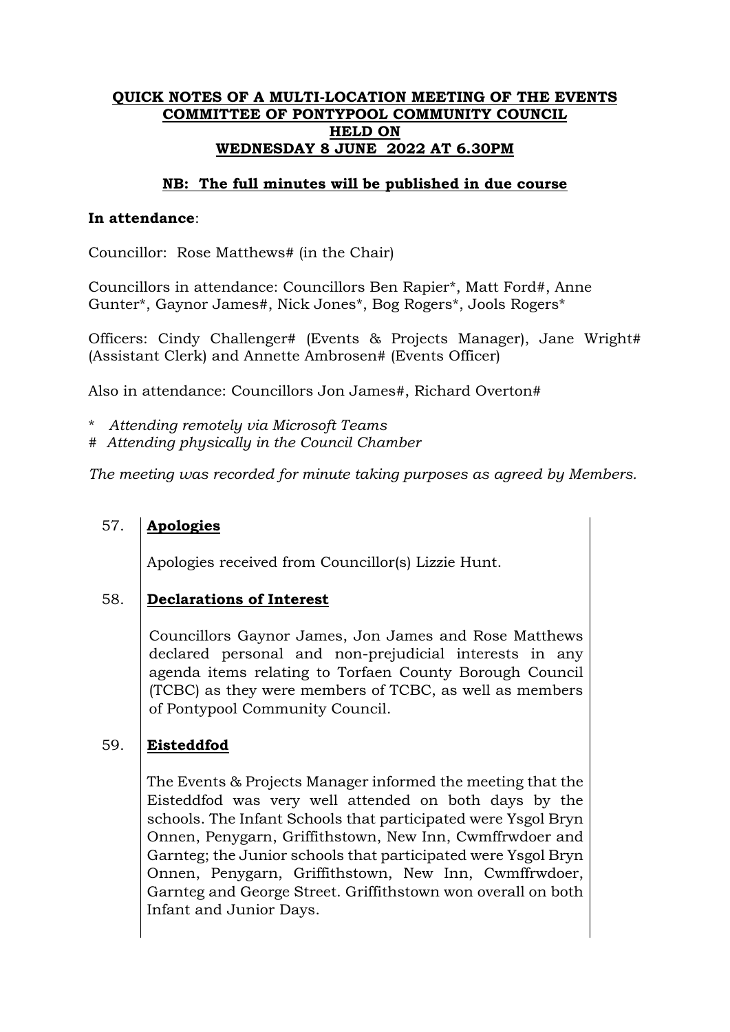**QUICK NOTES OF A MULTI-LOCATION MEETING OF THE EVENTS COMMITTEE OF PONTYPOOL COMMUNITY COUNCIL HELD ON WEDNESDAY 8 JUNE 2022 AT 6.30PM**

**NB: The full minutes will be published in due course**

**In attendance**:

Councillor: Rose Matthews# (in the Chair)

Councillors in attendance: Councillors Ben Rapier*, Matt Ford#, Anne Gunter*, Gaynor James#, Nick Jones*, Bog Rogers*, Jools Rogers*

Officers: Cindy Challenger# (Events & Projects Manager), Jane Wright# (Assistant Clerk) and Annette Ambrosen# (Events Officer)

Also in attendance: Councillors Jon James#, Richard Overton#

\* *Attending remotely via Microsoft Teams*
\# *Attending physically in the Council Chamber*

*The meeting was recorded for minute taking purposes as agreed by Members.*

57. **Apologies**

Apologies received from Councillor(s) Lizzie Hunt.

58. **Declarations of Interest**

Councillors Gaynor James, Jon James and Rose Matthews declared personal and non-prejudicial interests in any agenda items relating to Torfaen County Borough Council (TCBC) as they were members of TCBC, as well as members of Pontypool Community Council.

59. **Eisteddfod**

The Events & Projects Manager informed the meeting that the Eisteddfod was very well attended on both days by the schools. The Infant Schools that participated were Ysgol Bryn Onnen, Penygarn, Griffithstown, New Inn, Cwmffrwdoer and Garnteg; the Junior schools that participated were Ysgol Bryn Onnen, Penygarn, Griffithstown, New Inn, Cwmffrwdoer, Garnteg and George Street. Griffithstown won overall on both Infant and Junior Days.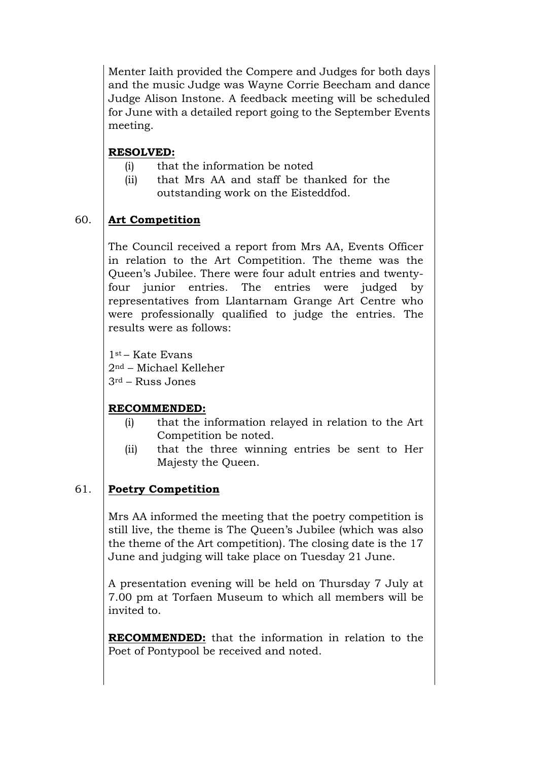Menter Iaith provided the Compere and Judges for both days and the music Judge was Wayne Corrie Beecham and dance Judge Alison Instone. A feedback meeting will be scheduled for June with a detailed report going to the September Events meeting.

**RESOLVED:**

(i) that the information be noted

(ii) that Mrs AA and staff be thanked for the outstanding work on the Eisteddfod.

60. **Art Competition**

The Council received a report from Mrs AA, Events Officer in relation to the Art Competition. The theme was the Queen's Jubilee. There were four adult entries and twenty-four junior entries. The entries were judged by representatives from Llantarnam Grange Art Centre who were professionally qualified to judge the entries. The results were as follows:

1st – Kate Evans
2nd – Michael Kelleher
3rd – Russ Jones

**RECOMMENDED:**

(i) that the information relayed in relation to the Art Competition be noted.

(ii) that the three winning entries be sent to Her Majesty the Queen.

61. **Poetry Competition**

Mrs AA informed the meeting that the poetry competition is still live, the theme is The Queen's Jubilee (which was also the theme of the Art competition). The closing date is the 17 June and judging will take place on Tuesday 21 June.

A presentation evening will be held on Thursday 7 July at 7.00 pm at Torfaen Museum to which all members will be invited to.

**RECOMMENDED:** that the information in relation to the Poet of Pontypool be received and noted.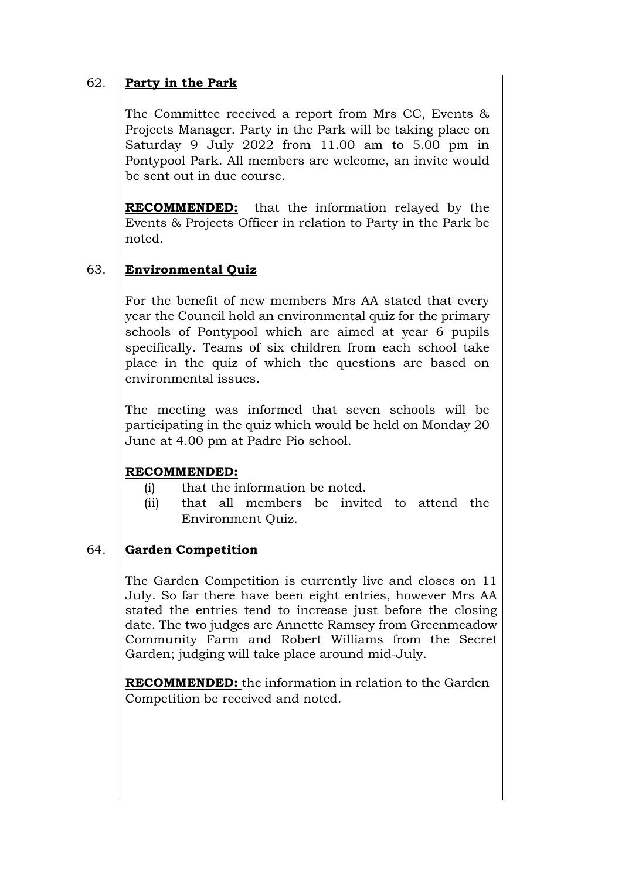62. **<u>Party in the Park</u>**

The Committee received a report from Mrs CC, Events & Projects Manager. Party in the Park will be taking place on Saturday 9 July 2022 from 11.00 am to 5.00 pm in Pontypool Park. All members are welcome, an invite would be sent out in due course.

**<u>RECOMMENDED:</u>** that the information relayed by the Events & Projects Officer in relation to Party in the Park be noted.

63. **<u>Environmental Quiz</u>**

For the benefit of new members Mrs AA stated that every year the Council hold an environmental quiz for the primary schools of Pontypool which are aimed at year 6 pupils specifically. Teams of six children from each school take place in the quiz of which the questions are based on environmental issues.

The meeting was informed that seven schools will be participating in the quiz which would be held on Monday 20 June at 4.00 pm at Padre Pio school.

**<u>RECOMMENDED:</u>**

(i) that the information be noted.
(ii) that all members be invited to attend the Environment Quiz.

64. **<u>Garden Competition</u>**

The Garden Competition is currently live and closes on 11 July. So far there have been eight entries, however Mrs AA stated the entries tend to increase just before the closing date. The two judges are Annette Ramsey from Greenmeadow Community Farm and Robert Williams from the Secret Garden; judging will take place around mid-July.

**<u>RECOMMENDED:</u>** the information in relation to the Garden Competition be received and noted.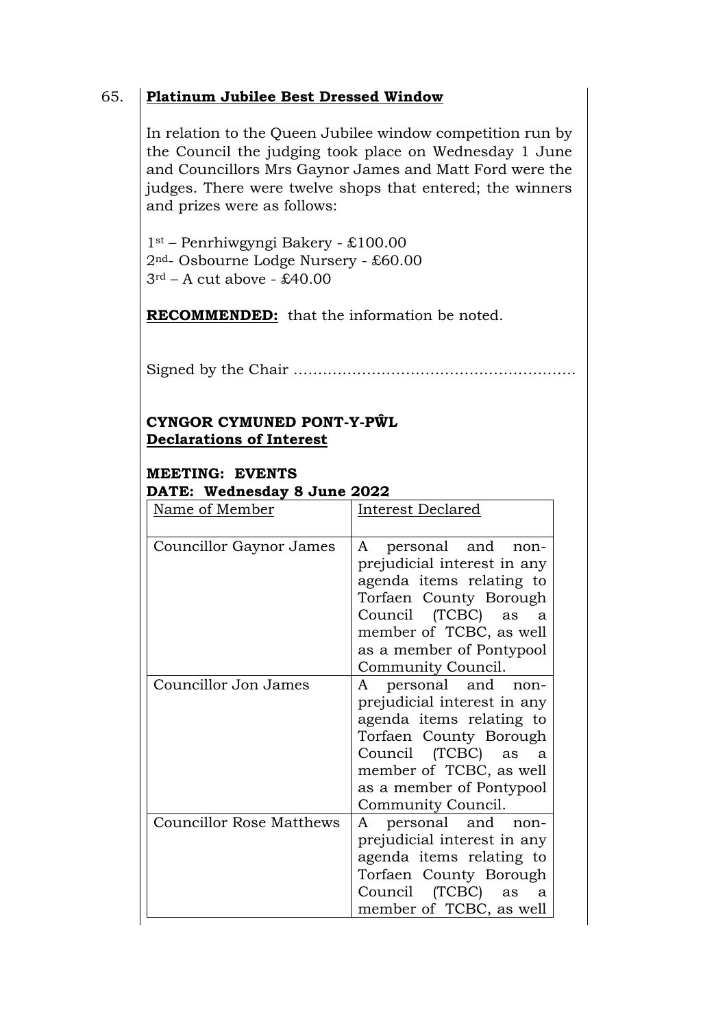65. **Platinum Jubilee Best Dressed Window**

In relation to the Queen Jubilee window competition run by the Council the judging took place on Wednesday 1 June and Councillors Mrs Gaynor James and Matt Ford were the judges. There were twelve shops that entered; the winners and prizes were as follows:

1st – Penrhiwgyngi Bakery - £100.00
2nd- Osbourne Lodge Nursery - £60.00
3rd – A cut above - £40.00

**RECOMMENDED:** that the information be noted.

Signed by the Chair …………………………………………………

**CYNGOR CYMUNED PONT-Y-PŴL**
**Declarations of Interest**

**MEETING: EVENTS**
**DATE: Wednesday 8 June 2022**

| Name of Member | Interest Declared |
|---|---|
| Councillor Gaynor James | A personal and non-prejudicial interest in any agenda items relating to Torfaen County Borough Council (TCBC) as a member of TCBC, as well as a member of Pontypool Community Council. |
| Councillor Jon James | A personal and non-prejudicial interest in any agenda items relating to Torfaen County Borough Council (TCBC) as a member of TCBC, as well as a member of Pontypool Community Council. |
| Councillor Rose Matthews | A personal and non-prejudicial interest in any agenda items relating to Torfaen County Borough Council (TCBC) as a member of TCBC, as well |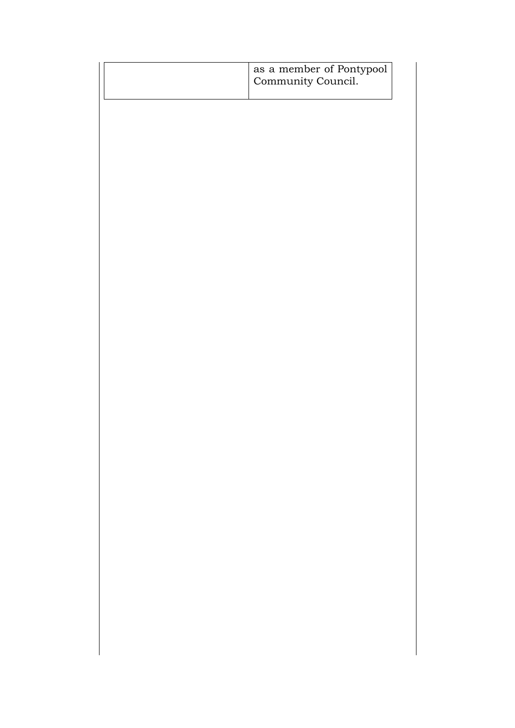| | |
|---|---|
| | as a member of Pontypool Community Council. |